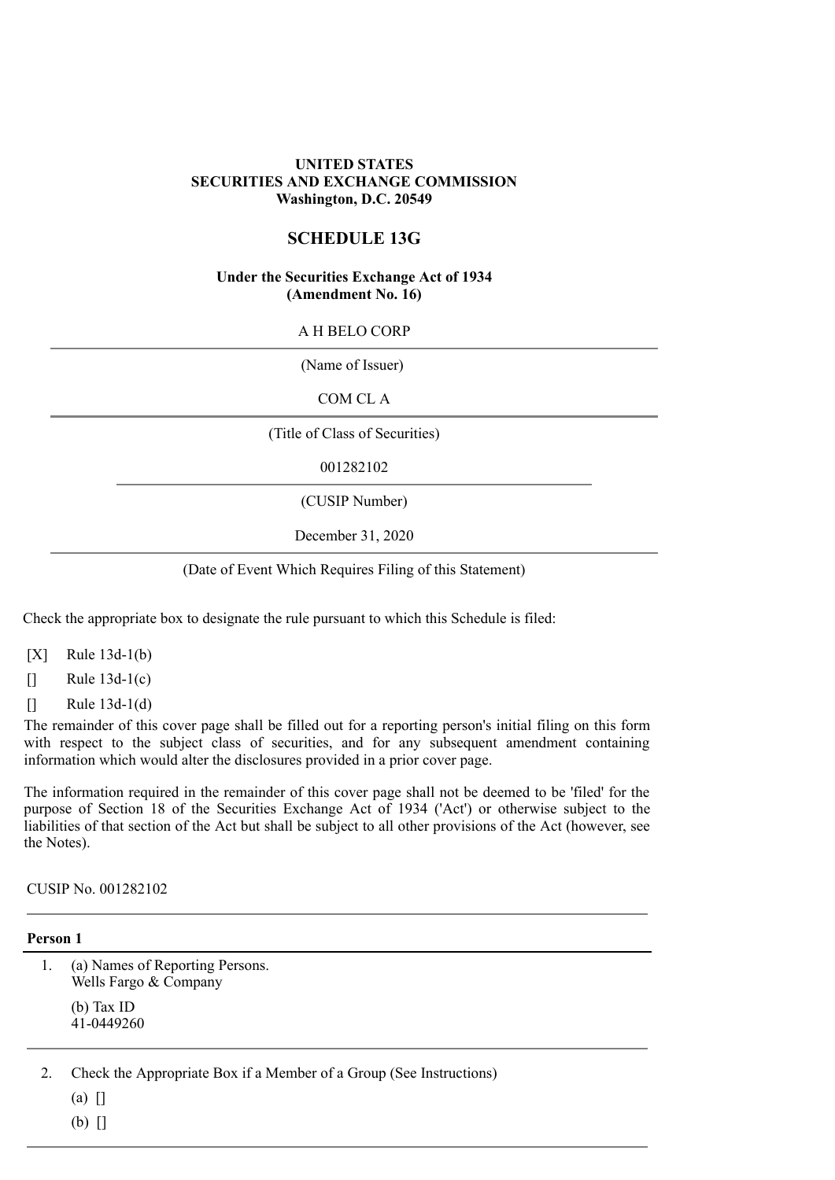**UNITED STATES**
**SECURITIES AND EXCHANGE COMMISSION**
**Washington, D.C. 20549**

# SCHEDULE 13G

**Under the Securities Exchange Act of 1934**
**(Amendment No. 16)**

A H BELO CORP

(Name of Issuer)

COM CL A

(Title of Class of Securities)

001282102

(CUSIP Number)

December 31, 2020

(Date of Event Which Requires Filing of this Statement)

Check the appropriate box to designate the rule pursuant to which this Schedule is filed:

[X] Rule 13d-1(b)

[] Rule 13d-1(c)

[] Rule 13d-1(d)

The remainder of this cover page shall be filled out for a reporting person's initial filing on this form with respect to the subject class of securities, and for any subsequent amendment containing information which would alter the disclosures provided in a prior cover page.

The information required in the remainder of this cover page shall not be deemed to be 'filed' for the purpose of Section 18 of the Securities Exchange Act of 1934 ('Act') or otherwise subject to the liabilities of that section of the Act but shall be subject to all other provisions of the Act (however, see the Notes).

CUSIP No. 001282102

**Person 1**

1. (a) Names of Reporting Persons.
   Wells Fargo & Company

   (b) Tax ID
   41-0449260

2. Check the Appropriate Box if a Member of a Group (See Instructions)

   (a) []

   (b) []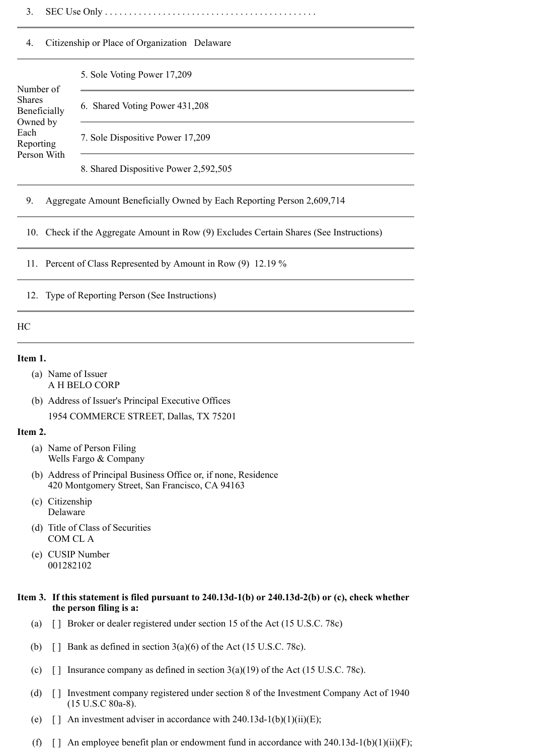3. SEC Use Only . . . . . . . . . . . . . . . . . . . . . . . . . . . . . . . . . . . . . . . . . . . .

4. Citizenship or Place of Organization Delaware

| Number of Shares Beneficially Owned by Each Reporting Person With | |
|---|---|
| | 5. Sole Voting Power 17,209 |
| | 6. Shared Voting Power 431,208 |
| | 7. Sole Dispositive Power 17,209 |
| | 8. Shared Dispositive Power 2,592,505 |

9. Aggregate Amount Beneficially Owned by Each Reporting Person 2,609,714

10. Check if the Aggregate Amount in Row (9) Excludes Certain Shares (See Instructions)

11. Percent of Class Represented by Amount in Row (9) 12.19 %

12. Type of Reporting Person (See Instructions)

HC

**Item 1.**

(a) Name of Issuer
A H BELO CORP

(b) Address of Issuer's Principal Executive Offices
1954 COMMERCE STREET, Dallas, TX 75201

**Item 2.**

(a) Name of Person Filing
Wells Fargo & Company

(b) Address of Principal Business Office or, if none, Residence
420 Montgomery Street, San Francisco, CA 94163

(c) Citizenship
Delaware

(d) Title of Class of Securities
COM CL A

(e) CUSIP Number
001282102

**Item 3. If this statement is filed pursuant to 240.13d-1(b) or 240.13d-2(b) or (c), check whether the person filing is a:**

(a) [ ] Broker or dealer registered under section 15 of the Act (15 U.S.C. 78c)

(b) [ ] Bank as defined in section 3(a)(6) of the Act (15 U.S.C. 78c).

(c) [ ] Insurance company as defined in section 3(a)(19) of the Act (15 U.S.C. 78c).

(d) [ ] Investment company registered under section 8 of the Investment Company Act of 1940 (15 U.S.C 80a-8).

(e) [ ] An investment adviser in accordance with 240.13d-1(b)(1)(ii)(E);

(f) [ ] An employee benefit plan or endowment fund in accordance with 240.13d-1(b)(1)(ii)(F);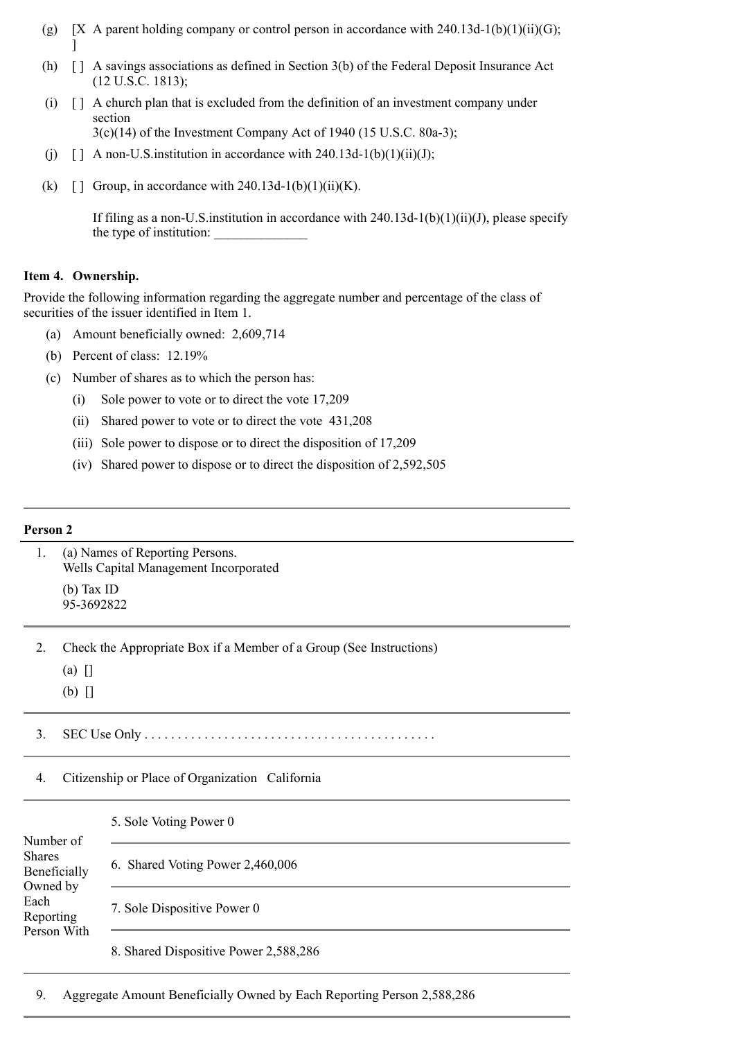(g) [X] A parent holding company or control person in accordance with 240.13d-1(b)(1)(ii)(G);

(h) [ ] A savings associations as defined in Section 3(b) of the Federal Deposit Insurance Act (12 U.S.C. 1813);

(i) [ ] A church plan that is excluded from the definition of an investment company under section 3(c)(14) of the Investment Company Act of 1940 (15 U.S.C. 80a-3);

(j) [ ] A non-U.S.institution in accordance with 240.13d-1(b)(1)(ii)(J);

(k) [ ] Group, in accordance with 240.13d-1(b)(1)(ii)(K).

If filing as a non-U.S.institution in accordance with 240.13d-1(b)(1)(ii)(J), please specify the type of institution: ______________

**Item 4. Ownership.**

Provide the following information regarding the aggregate number and percentage of the class of securities of the issuer identified in Item 1.

(a) Amount beneficially owned: 2,609,714

(b) Percent of class: 12.19%

(c) Number of shares as to which the person has:

- (i) Sole power to vote or to direct the vote 17,209
- (ii) Shared power to vote or to direct the vote 431,208
- (iii) Sole power to dispose or to direct the disposition of 17,209
- (iv) Shared power to dispose or to direct the disposition of 2,592,505

---

**Person 2**

1. (a) Names of Reporting Persons.
   Wells Capital Management Incorporated

   (b) Tax ID
   95-3692822

2. Check the Appropriate Box if a Member of a Group (See Instructions)

   (a) []

   (b) []

3. SEC Use Only . . . . . . . . . . . . . . . . . . . . . . . . . . . . . . . . . . . . . . . . . . .

4. Citizenship or Place of Organization California

| Number of Shares Beneficially Owned by Each Reporting Person With | |
|---|---|
| | 5. Sole Voting Power 0 |
| | 6. Shared Voting Power 2,460,006 |
| | 7. Sole Dispositive Power 0 |
| | 8. Shared Dispositive Power 2,588,286 |

9. Aggregate Amount Beneficially Owned by Each Reporting Person 2,588,286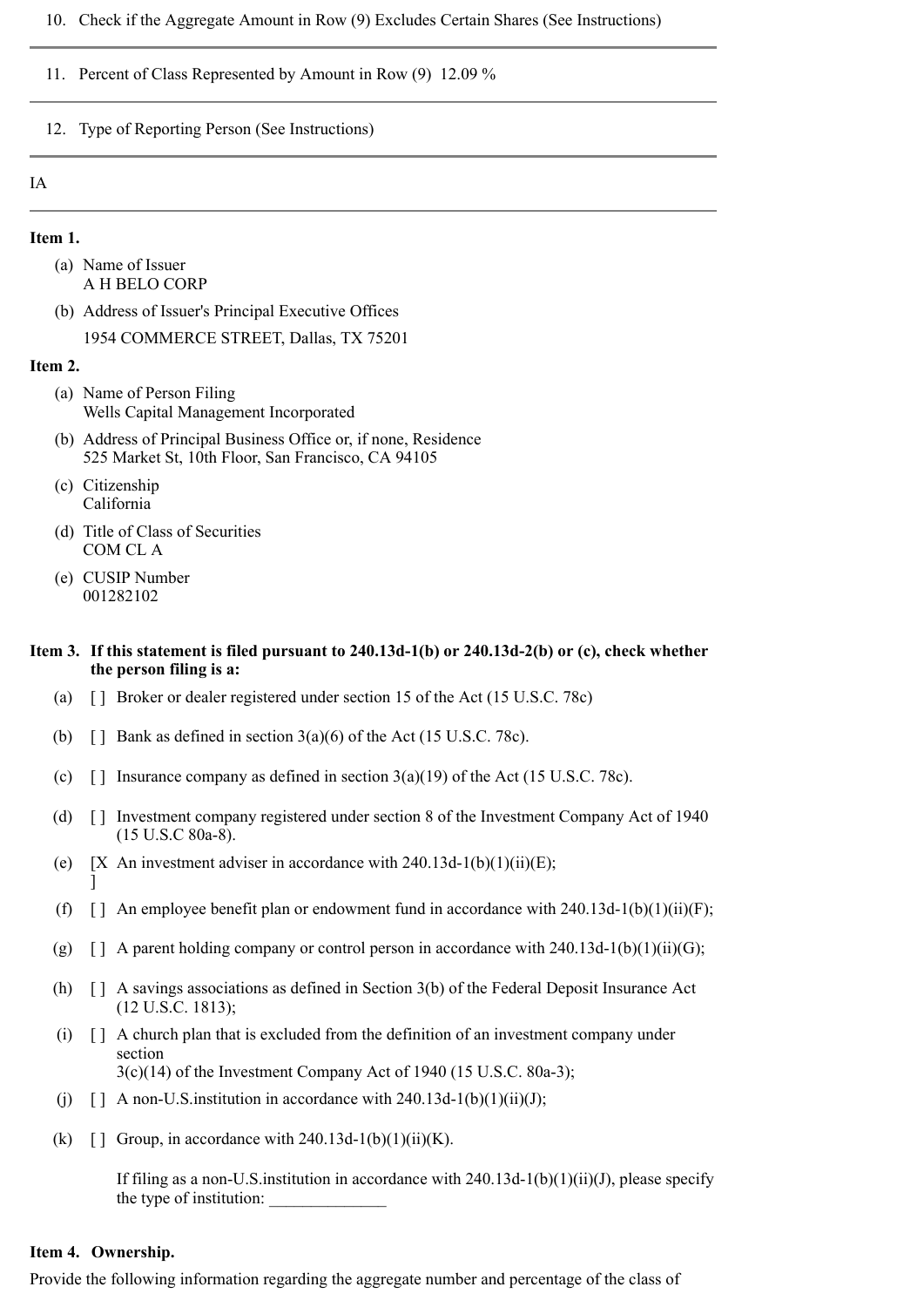10. Check if the Aggregate Amount in Row (9) Excludes Certain Shares (See Instructions)

11. Percent of Class Represented by Amount in Row (9) 12.09 %

12. Type of Reporting Person (See Instructions)

IA

**Item 1.**

(a) Name of Issuer
A H BELO CORP

(b) Address of Issuer's Principal Executive Offices
1954 COMMERCE STREET, Dallas, TX 75201

**Item 2.**

(a) Name of Person Filing
Wells Capital Management Incorporated

(b) Address of Principal Business Office or, if none, Residence
525 Market St, 10th Floor, San Francisco, CA 94105

(c) Citizenship
California

(d) Title of Class of Securities
COM CL A

(e) CUSIP Number
001282102

**Item 3. If this statement is filed pursuant to 240.13d-1(b) or 240.13d-2(b) or (c), check whether the person filing is a:**

(a) [] Broker or dealer registered under section 15 of the Act (15 U.S.C. 78c)

(b) [] Bank as defined in section 3(a)(6) of the Act (15 U.S.C. 78c).

(c) [] Insurance company as defined in section 3(a)(19) of the Act (15 U.S.C. 78c).

(d) [] Investment company registered under section 8 of the Investment Company Act of 1940 (15 U.S.C 80a-8).

(e) [X] An investment adviser in accordance with 240.13d-1(b)(1)(ii)(E);

(f) [] An employee benefit plan or endowment fund in accordance with 240.13d-1(b)(1)(ii)(F);

(g) [] A parent holding company or control person in accordance with 240.13d-1(b)(1)(ii)(G);

(h) [] A savings associations as defined in Section 3(b) of the Federal Deposit Insurance Act (12 U.S.C. 1813);

(i) [] A church plan that is excluded from the definition of an investment company under section 3(c)(14) of the Investment Company Act of 1940 (15 U.S.C. 80a-3);

(j) [] A non-U.S.institution in accordance with 240.13d-1(b)(1)(ii)(J);

(k) [] Group, in accordance with 240.13d-1(b)(1)(ii)(K).

If filing as a non-U.S.institution in accordance with 240.13d-1(b)(1)(ii)(J), please specify the type of institution: ______________

**Item 4. Ownership.**

Provide the following information regarding the aggregate number and percentage of the class of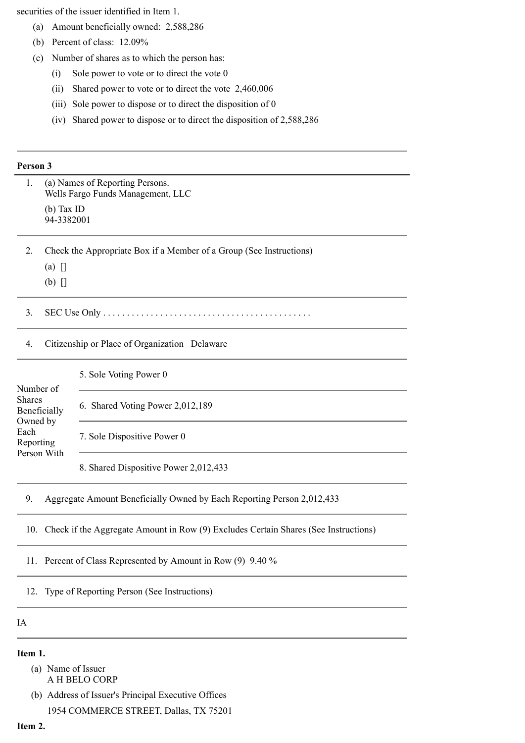securities of the issuer identified in Item 1.

(a) Amount beneficially owned: 2,588,286

(b) Percent of class: 12.09%

(c) Number of shares as to which the person has:

(i) Sole power to vote or to direct the vote 0

(ii) Shared power to vote or to direct the vote 2,460,006

(iii) Sole power to dispose or to direct the disposition of 0

(iv) Shared power to dispose or to direct the disposition of 2,588,286

---

**Person 3**

1. (a) Names of Reporting Persons.
Wells Fargo Funds Management, LLC

(b) Tax ID
94-3382001

2. Check the Appropriate Box if a Member of a Group (See Instructions)

(a) []

(b) []

3. SEC Use Only . . . . . . . . . . . . . . . . . . . . . . . . . . . . . . . . . . . . . . . . . .

4. Citizenship or Place of Organization Delaware

| Number of Shares Beneficially Owned by Each Reporting Person With | |
|---|---|
| | 5. Sole Voting Power 0 |
| | 6. Shared Voting Power 2,012,189 |
| | 7. Sole Dispositive Power 0 |
| | 8. Shared Dispositive Power 2,012,433 |

9. Aggregate Amount Beneficially Owned by Each Reporting Person 2,012,433

10. Check if the Aggregate Amount in Row (9) Excludes Certain Shares (See Instructions)

11. Percent of Class Represented by Amount in Row (9) 9.40 %

12. Type of Reporting Person (See Instructions)

IA

**Item 1.**

(a) Name of Issuer
A H BELO CORP

(b) Address of Issuer's Principal Executive Offices
1954 COMMERCE STREET, Dallas, TX 75201

**Item 2.**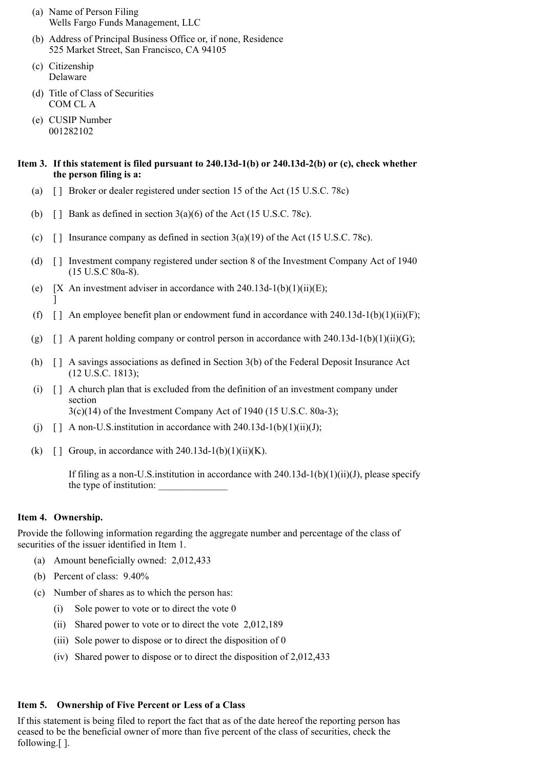(a) Name of Person Filing
Wells Fargo Funds Management, LLC

(b) Address of Principal Business Office or, if none, Residence
525 Market Street, San Francisco, CA 94105

(c) Citizenship
Delaware

(d) Title of Class of Securities
COM CL A

(e) CUSIP Number
001282102

**Item 3. If this statement is filed pursuant to 240.13d-1(b) or 240.13d-2(b) or (c), check whether the person filing is a:**

(a) [ ] Broker or dealer registered under section 15 of the Act (15 U.S.C. 78c)

(b) [ ] Bank as defined in section 3(a)(6) of the Act (15 U.S.C. 78c).

(c) [ ] Insurance company as defined in section 3(a)(19) of the Act (15 U.S.C. 78c).

(d) [ ] Investment company registered under section 8 of the Investment Company Act of 1940 (15 U.S.C 80a-8).

(e) [X] An investment adviser in accordance with 240.13d-1(b)(1)(ii)(E);

(f) [ ] An employee benefit plan or endowment fund in accordance with 240.13d-1(b)(1)(ii)(F);

(g) [ ] A parent holding company or control person in accordance with 240.13d-1(b)(1)(ii)(G);

(h) [ ] A savings associations as defined in Section 3(b) of the Federal Deposit Insurance Act (12 U.S.C. 1813);

(i) [ ] A church plan that is excluded from the definition of an investment company under section 3(c)(14) of the Investment Company Act of 1940 (15 U.S.C. 80a-3);

(j) [ ] A non-U.S.institution in accordance with 240.13d-1(b)(1)(ii)(J);

(k) [ ] Group, in accordance with 240.13d-1(b)(1)(ii)(K).

If filing as a non-U.S.institution in accordance with 240.13d-1(b)(1)(ii)(J), please specify the type of institution: ______________

**Item 4. Ownership.**

Provide the following information regarding the aggregate number and percentage of the class of securities of the issuer identified in Item 1.

(a) Amount beneficially owned: 2,012,433

(b) Percent of class: 9.40%

(c) Number of shares as to which the person has:

(i) Sole power to vote or to direct the vote 0

(ii) Shared power to vote or to direct the vote 2,012,189

(iii) Sole power to dispose or to direct the disposition of 0

(iv) Shared power to dispose or to direct the disposition of 2,012,433

**Item 5. Ownership of Five Percent or Less of a Class**

If this statement is being filed to report the fact that as of the date hereof the reporting person has ceased to be the beneficial owner of more than five percent of the class of securities, check the following.[ ].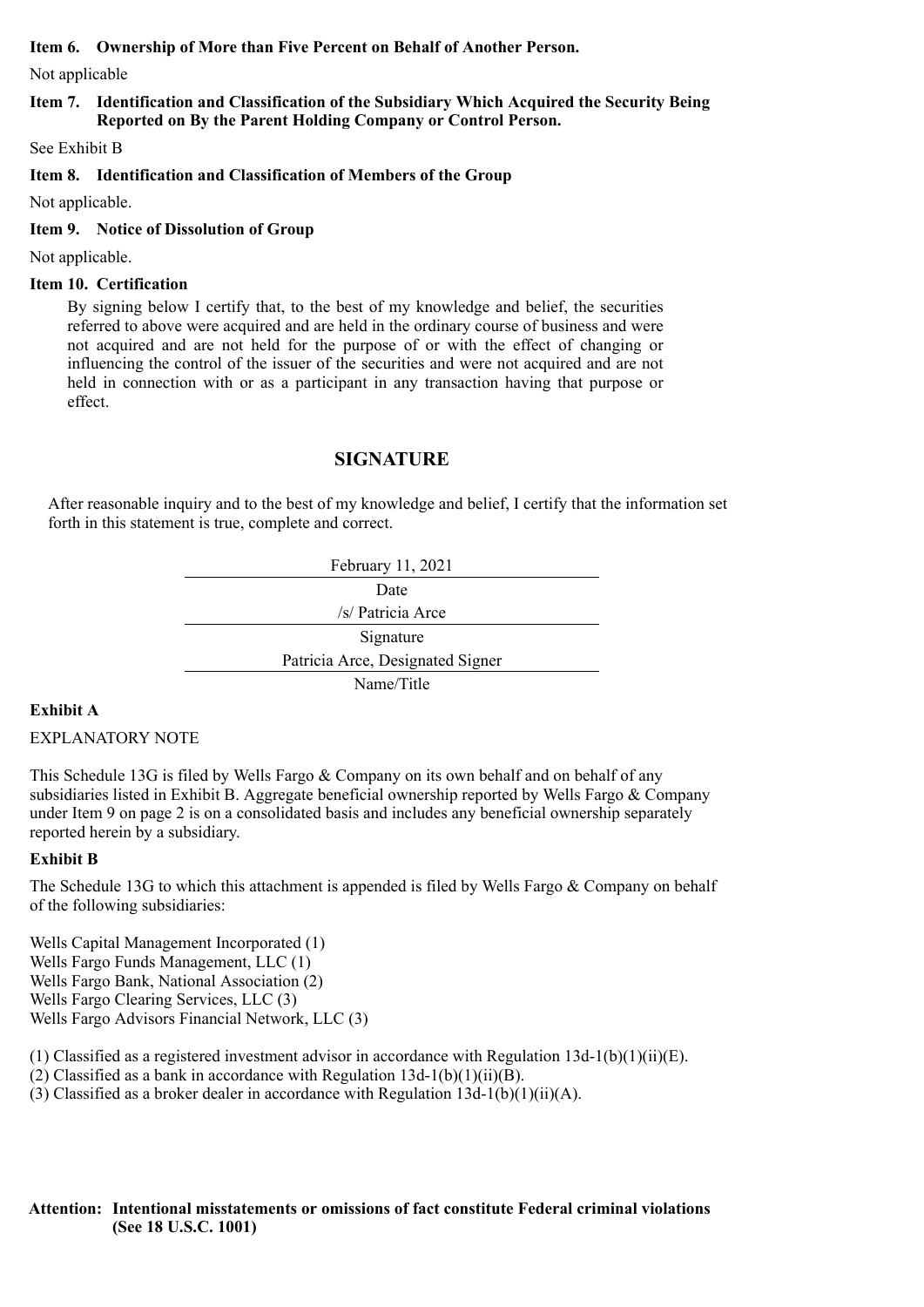**Item 6. Ownership of More than Five Percent on Behalf of Another Person.**

Not applicable

**Item 7. Identification and Classification of the Subsidiary Which Acquired the Security Being Reported on By the Parent Holding Company or Control Person.**

See Exhibit B

**Item 8. Identification and Classification of Members of the Group**

Not applicable.

**Item 9. Notice of Dissolution of Group**

Not applicable.

**Item 10. Certification**

By signing below I certify that, to the best of my knowledge and belief, the securities referred to above were acquired and are held in the ordinary course of business and were not acquired and are not held for the purpose of or with the effect of changing or influencing the control of the issuer of the securities and were not acquired and are not held in connection with or as a participant in any transaction having that purpose or effect.

## SIGNATURE

After reasonable inquiry and to the best of my knowledge and belief, I certify that the information set forth in this statement is true, complete and correct.

February 11, 2021

Date

/s/ Patricia Arce

Signature

Patricia Arce, Designated Signer

Name/Title

**Exhibit A**

EXPLANATORY NOTE

This Schedule 13G is filed by Wells Fargo & Company on its own behalf and on behalf of any subsidiaries listed in Exhibit B. Aggregate beneficial ownership reported by Wells Fargo & Company under Item 9 on page 2 is on a consolidated basis and includes any beneficial ownership separately reported herein by a subsidiary.

**Exhibit B**

The Schedule 13G to which this attachment is appended is filed by Wells Fargo & Company on behalf of the following subsidiaries:

Wells Capital Management Incorporated (1)
Wells Fargo Funds Management, LLC (1)
Wells Fargo Bank, National Association (2)
Wells Fargo Clearing Services, LLC (3)
Wells Fargo Advisors Financial Network, LLC (3)

(1) Classified as a registered investment advisor in accordance with Regulation 13d-1(b)(1)(ii)(E).
(2) Classified as a bank in accordance with Regulation 13d-1(b)(1)(ii)(B).
(3) Classified as a broker dealer in accordance with Regulation 13d-1(b)(1)(ii)(A).

**Attention: Intentional misstatements or omissions of fact constitute Federal criminal violations (See 18 U.S.C. 1001)**